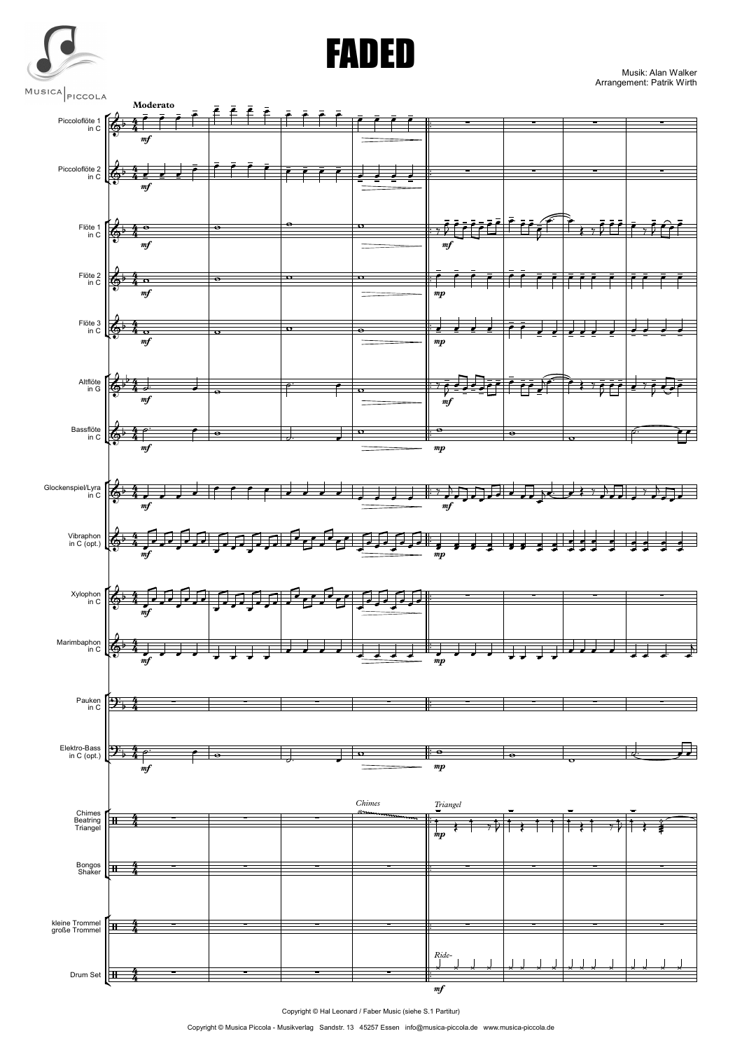# FADED

Musik: Alan Walker
Arrangement: Patrik Wirth

Copyright © Hal Leonard / Faber Music (siehe S.1 Partitur)

Copyright © Musica Piccola - Musikverlag Sandstr. 13 45257 Essen info@musica-piccola.de www.musica-piccola.de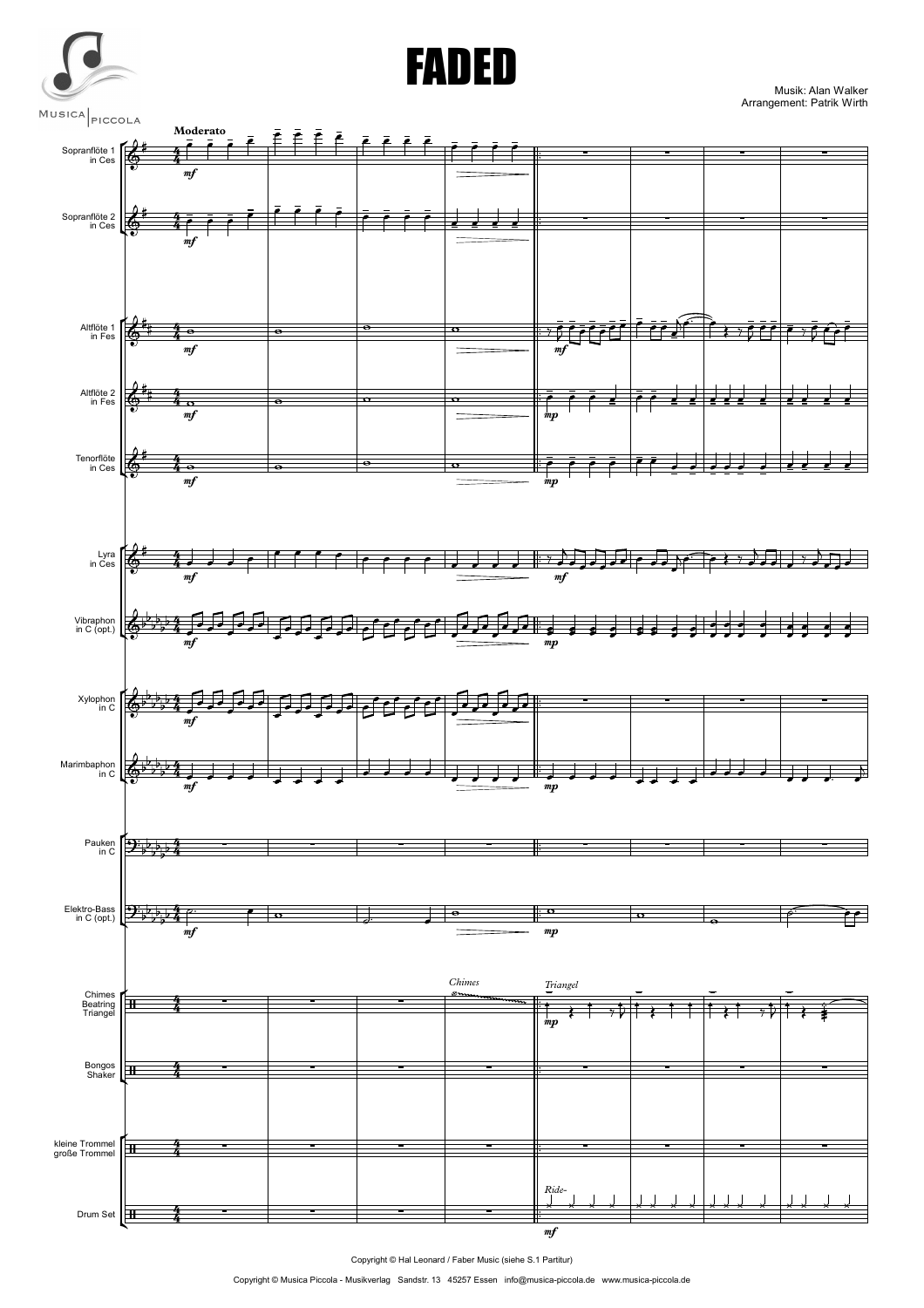# FADED

Musik: Alan Walker
Arrangement: Patrik Wirth

Moderato

Sopranflöte 1 in Ces
Sopranflöte 2 in Ces
Altflöte 1 in Fes
Altflöte 2 in Fes
Tenorflöte in Ces
Lyra in Ces
Vibraphon in C (opt.)
Xylophon in C
Marimbaphon in C
Pauken in C
Elektro-Bass in C (opt.)
Chimes Beatring Triangel
Bongos Shaker
kleine Trommel große Trommel
Drum Set

*Chimes*
*Triangel*
*Ride-*

Copyright © Hal Leonard / Faber Music (siehe S.1 Partitur)

Copyright © Musica Piccola - Musikverlag Sandstr. 13 45257 Essen info@musica-piccola.de www.musica-piccola.de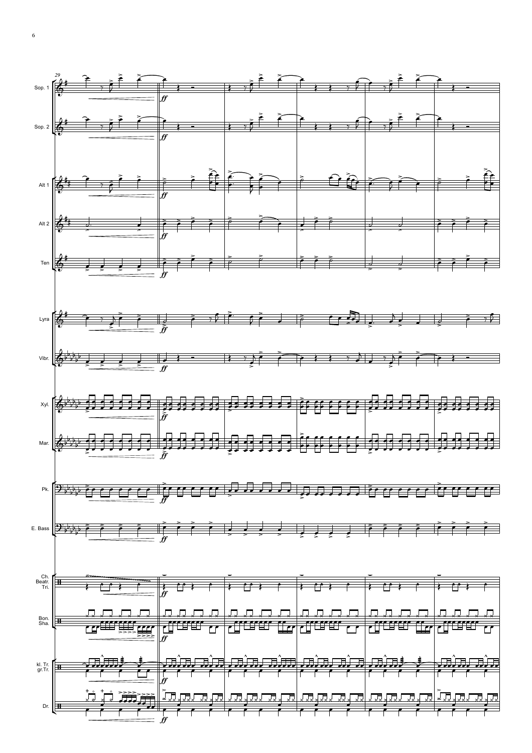29

Sop. 1

Sop. 2

Alt 1

Alt 2

Ten

Lyra

Vibr.

Xyl.

Mar.

Pk.

E. Bass

Ch.
Beatr.
Tri.

Bon.
Sha.

kl. Tr.
gr.Tr.

Dr.

*ff*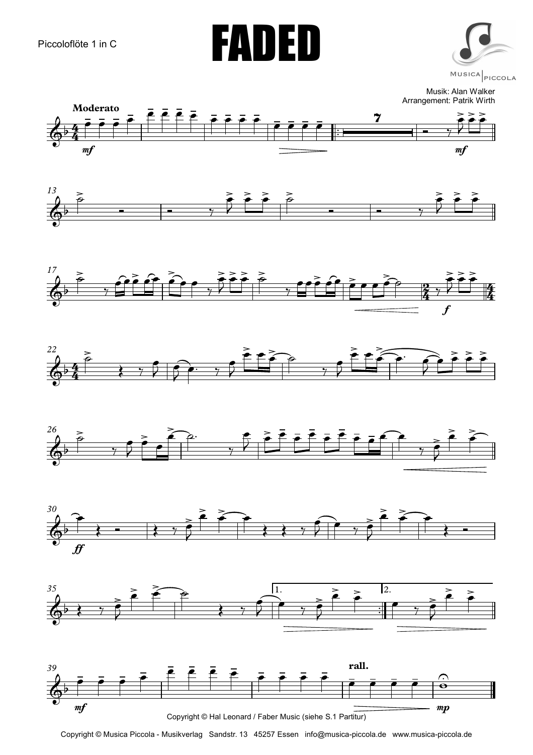Piccoloflöte 1 in C

# FADED

Musik: Alan Walker
Arrangement: Patrik Wirth

Copyright © Hal Leonard / Faber Music (siehe S.1 Partitur)

Copyright © Musica Piccola - Musikverlag Sandstr. 13 45257 Essen info@musica-piccola.de www.musica-piccola.de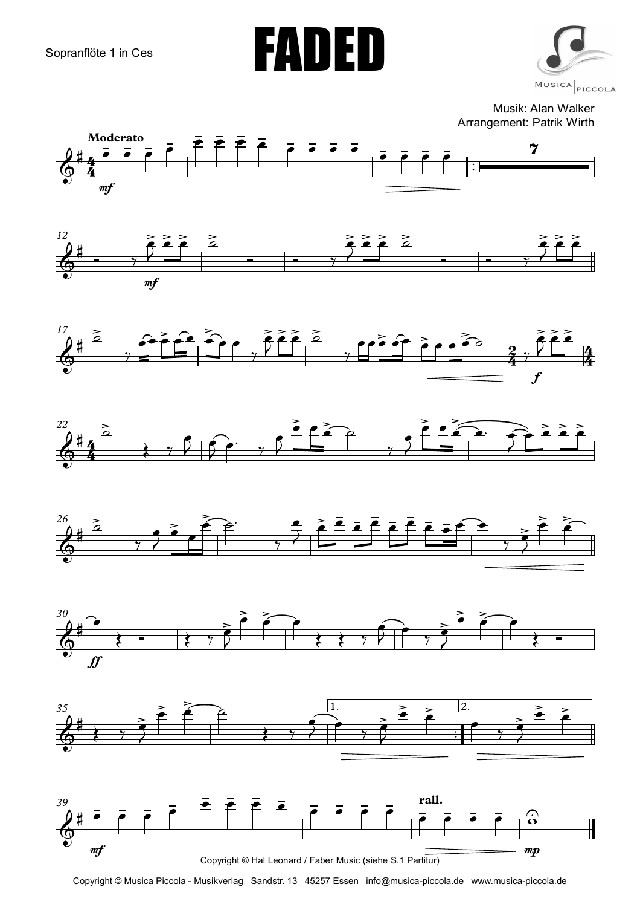Sopranflöte 1 in Ces

# FADED

Musik: Alan Walker
Arrangement: Patrik Wirth

Copyright © Hal Leonard / Faber Music (siehe S.1 Partitur)

Copyright © Musica Piccola - Musikverlag Sandstr. 13 45257 Essen info@musica-piccola.de www.musica-piccola.de